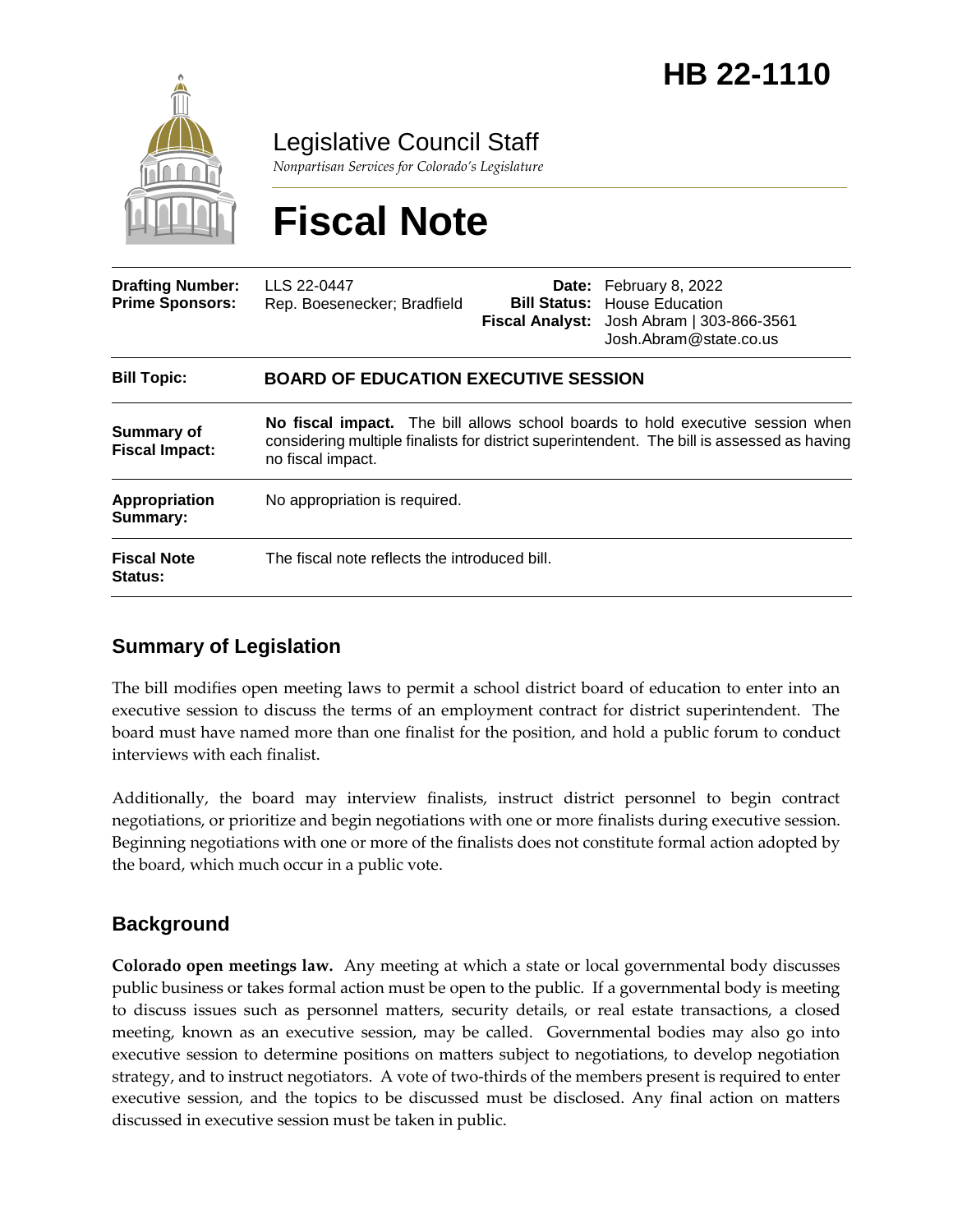# HB 22-1110

Legislative Council Staff

*Nonpartisan Services for Colorado's Legislature*

# Fiscal Note

| | | | |
|---|---|---|---|
| **Drafting Number:** | LLS 22-0447 | **Date:** | February 8, 2022 |
| **Prime Sponsors:** | Rep. Boesenecker; Bradfield | **Bill Status:** | House Education |
| | | **Fiscal Analyst:** | Josh Abram \| 303-866-3561 Josh.Abram@state.co.us |

| | |
|---|---|
| **Bill Topic:** | **BOARD OF EDUCATION EXECUTIVE SESSION** |
| **Summary of Fiscal Impact:** | **No fiscal impact.** The bill allows school boards to hold executive session when considering multiple finalists for district superintendent. The bill is assessed as having no fiscal impact. |
| **Appropriation Summary:** | No appropriation is required. |
| **Fiscal Note Status:** | The fiscal note reflects the introduced bill. |

## Summary of Legislation

The bill modifies open meeting laws to permit a school district board of education to enter into an executive session to discuss the terms of an employment contract for district superintendent. The board must have named more than one finalist for the position, and hold a public forum to conduct interviews with each finalist.

Additionally, the board may interview finalists, instruct district personnel to begin contract negotiations, or prioritize and begin negotiations with one or more finalists during executive session. Beginning negotiations with one or more of the finalists does not constitute formal action adopted by the board, which much occur in a public vote.

## Background

**Colorado open meetings law.** Any meeting at which a state or local governmental body discusses public business or takes formal action must be open to the public. If a governmental body is meeting to discuss issues such as personnel matters, security details, or real estate transactions, a closed meeting, known as an executive session, may be called. Governmental bodies may also go into executive session to determine positions on matters subject to negotiations, to develop negotiation strategy, and to instruct negotiators. A vote of two-thirds of the members present is required to enter executive session, and the topics to be discussed must be disclosed. Any final action on matters discussed in executive session must be taken in public.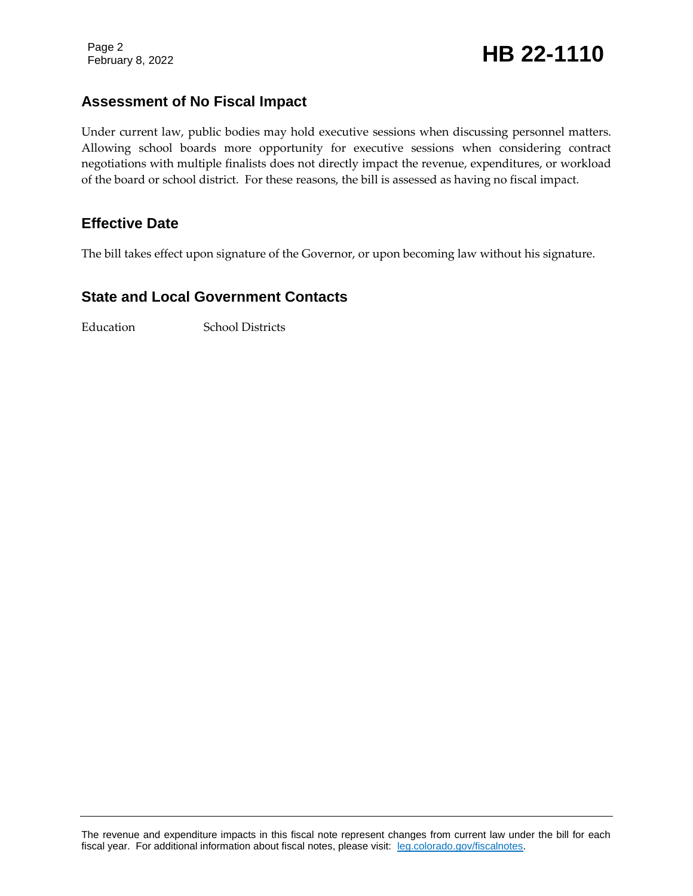## Assessment of No Fiscal Impact

Under current law, public bodies may hold executive sessions when discussing personnel matters. Allowing school boards more opportunity for executive sessions when considering contract negotiations with multiple finalists does not directly impact the revenue, expenditures, or workload of the board or school district. For these reasons, the bill is assessed as having no fiscal impact.

## Effective Date

The bill takes effect upon signature of the Governor, or upon becoming law without his signature.

## State and Local Government Contacts

| | |
|---|---|
| Education | School Districts |

The revenue and expenditure impacts in this fiscal note represent changes from current law under the bill for each fiscal year. For additional information about fiscal notes, please visit: leg.colorado.gov/fiscalnotes.